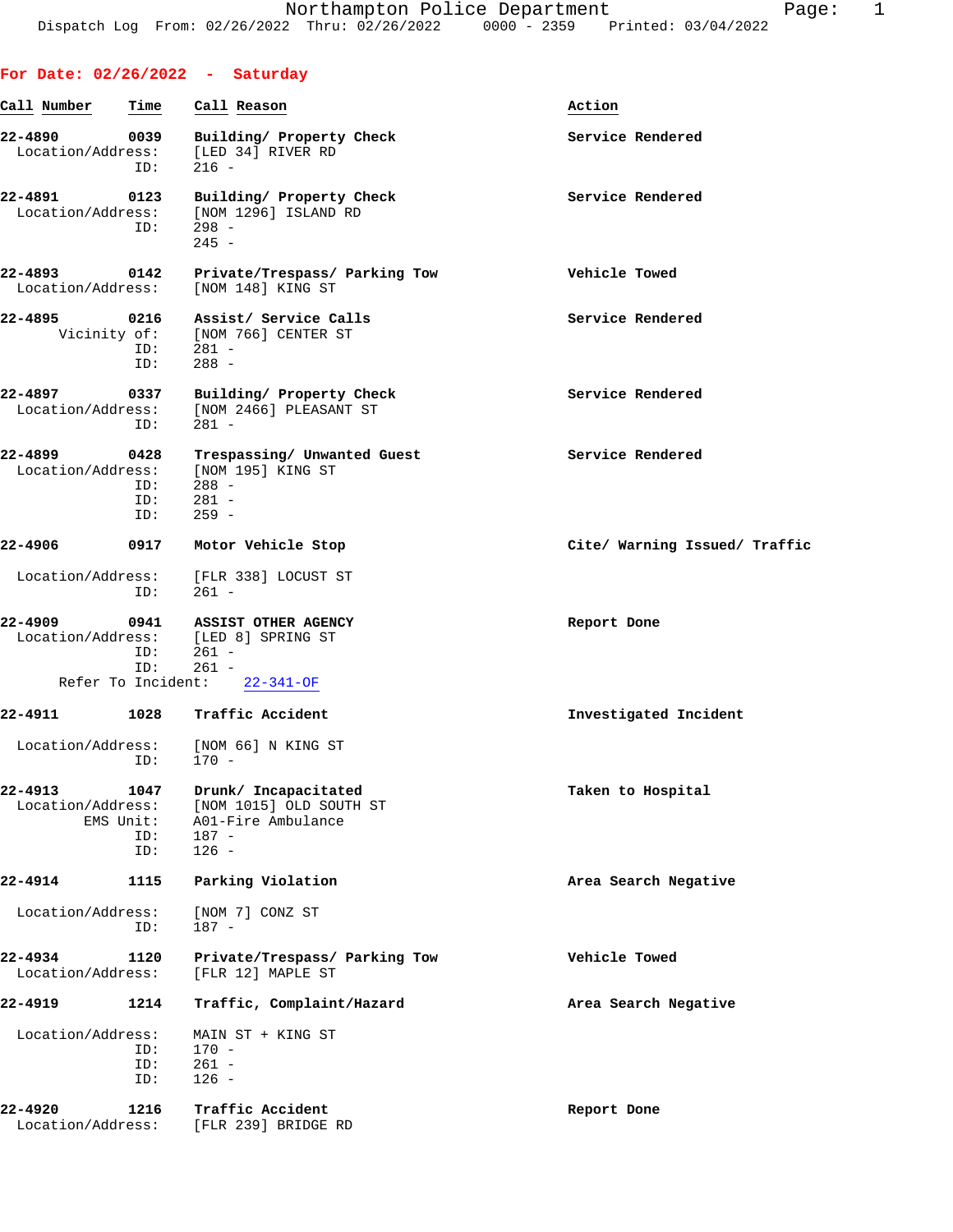Northampton Police Department

Dispatch Log From: 02/26/2022 Thru: 02/26/2022 0000 - 2359 Printed: 03/04/2022

## For Date: 02/26/2022 - Saturday

| Call Number | Time | Call Reason | Action |
|---|---|---|---|
| 22-4890 | 0039 | Building/ Property Check | Service Rendered |
| Location/Address: | | [LED 34] RIVER RD | |
| ID: | | 216 - | |
| 22-4891 | 0123 | Building/ Property Check | Service Rendered |
| Location/Address: | | [NOM 1296] ISLAND RD | |
| ID: | | 298 - | |
| | | 245 - | |
| 22-4893 | 0142 | Private/Trespass/ Parking Tow | Vehicle Towed |
| Location/Address: | | [NOM 148] KING ST | |
| 22-4895 | 0216 | Assist/ Service Calls | Service Rendered |
| Vicinity of: | | [NOM 766] CENTER ST | |
| ID: | | 281 - | |
| ID: | | 288 - | |
| 22-4897 | 0337 | Building/ Property Check | Service Rendered |
| Location/Address: | | [NOM 2466] PLEASANT ST | |
| ID: | | 281 - | |
| 22-4899 | 0428 | Trespassing/ Unwanted Guest | Service Rendered |
| Location/Address: | | [NOM 195] KING ST | |
| ID: | | 288 - | |
| ID: | | 281 - | |
| ID: | | 259 - | |
| 22-4906 | 0917 | Motor Vehicle Stop | Cite/ Warning Issued/ Traffic |
| Location/Address: | | [FLR 338] LOCUST ST | |
| ID: | | 261 - | |
| 22-4909 | 0941 | ASSIST OTHER AGENCY | Report Done |
| Location/Address: | | [LED 8] SPRING ST | |
| ID: | | 261 - | |
| ID: | | 261 - | |
| Refer To Incident: | | 22-341-OF | |
| 22-4911 | 1028 | Traffic Accident | Investigated Incident |
| Location/Address: | | [NOM 66] N KING ST | |
| ID: | | 170 - | |
| 22-4913 | 1047 | Drunk/ Incapacitated | Taken to Hospital |
| Location/Address: | | [NOM 1015] OLD SOUTH ST | |
| EMS Unit: | | A01-Fire Ambulance | |
| ID: | | 187 - | |
| ID: | | 126 - | |
| 22-4914 | 1115 | Parking Violation | Area Search Negative |
| Location/Address: | | [NOM 7] CONZ ST | |
| ID: | | 187 - | |
| 22-4934 | 1120 | Private/Trespass/ Parking Tow | Vehicle Towed |
| Location/Address: | | [FLR 12] MAPLE ST | |
| 22-4919 | 1214 | Traffic, Complaint/Hazard | Area Search Negative |
| Location/Address: | | MAIN ST + KING ST | |
| ID: | | 170 - | |
| ID: | | 261 - | |
| ID: | | 126 - | |
| 22-4920 | 1216 | Traffic Accident | Report Done |
| Location/Address: | | [FLR 239] BRIDGE RD | |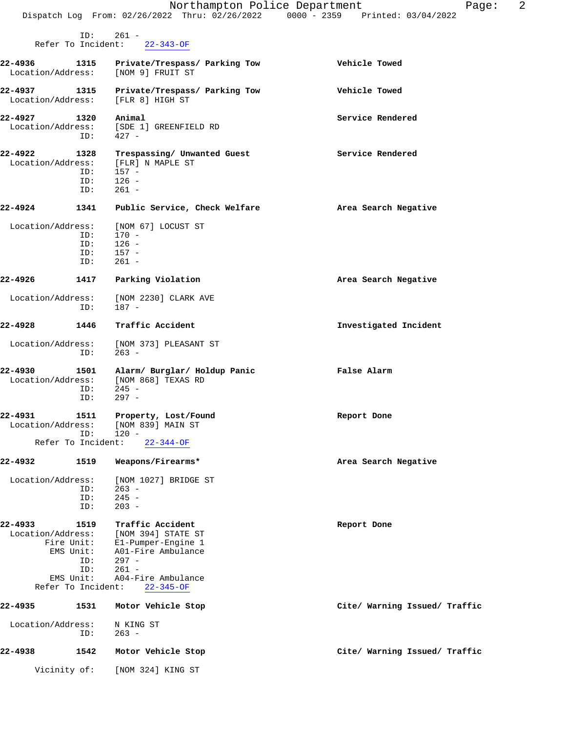ID: 261 -
Refer To Incident: 22-343-OF

**22-4936** 1315 **Private/Trespass/ Parking Tow** **Vehicle Towed**
Location/Address: [NOM 9] FRUIT ST

**22-4937** 1315 **Private/Trespass/ Parking Tow** **Vehicle Towed**
Location/Address: [FLR 8] HIGH ST

**22-4927** 1320 **Animal** **Service Rendered**
Location/Address: [SDE 1] GREENFIELD RD
ID: 427 -

**22-4922** 1328 **Trespassing/ Unwanted Guest** **Service Rendered**
Location/Address: [FLR] N MAPLE ST
ID: 157 -
ID: 126 -
ID: 261 -

**22-4924** 1341 **Public Service, Check Welfare** **Area Search Negative**
Location/Address: [NOM 67] LOCUST ST
ID: 170 -
ID: 126 -
ID: 157 -
ID: 261 -

**22-4926** 1417 **Parking Violation** **Area Search Negative**
Location/Address: [NOM 2230] CLARK AVE
ID: 187 -

**22-4928** 1446 **Traffic Accident** **Investigated Incident**
Location/Address: [NOM 373] PLEASANT ST
ID: 263 -

**22-4930** 1501 **Alarm/ Burglar/ Holdup Panic** **False Alarm**
Location/Address: [NOM 868] TEXAS RD
ID: 245 -
ID: 297 -

**22-4931** 1511 **Property, Lost/Found** **Report Done**
Location/Address: [NOM 839] MAIN ST
ID: 120 -
Refer To Incident: 22-344-OF

**22-4932** 1519 **Weapons/Firearms*** **Area Search Negative**
Location/Address: [NOM 1027] BRIDGE ST
ID: 263 -
ID: 245 -
ID: 203 -

**22-4933** 1519 **Traffic Accident** **Report Done**
Location/Address: [NOM 394] STATE ST
Fire Unit: E1-Pumper-Engine 1
EMS Unit: A01-Fire Ambulance
ID: 297 -
ID: 261 -
EMS Unit: A04-Fire Ambulance
Refer To Incident: 22-345-OF

**22-4935** 1531 **Motor Vehicle Stop** **Cite/ Warning Issued/ Traffic**
Location/Address: N KING ST
ID: 263 -

**22-4938** 1542 **Motor Vehicle Stop** **Cite/ Warning Issued/ Traffic**
Vicinity of: [NOM 324] KING ST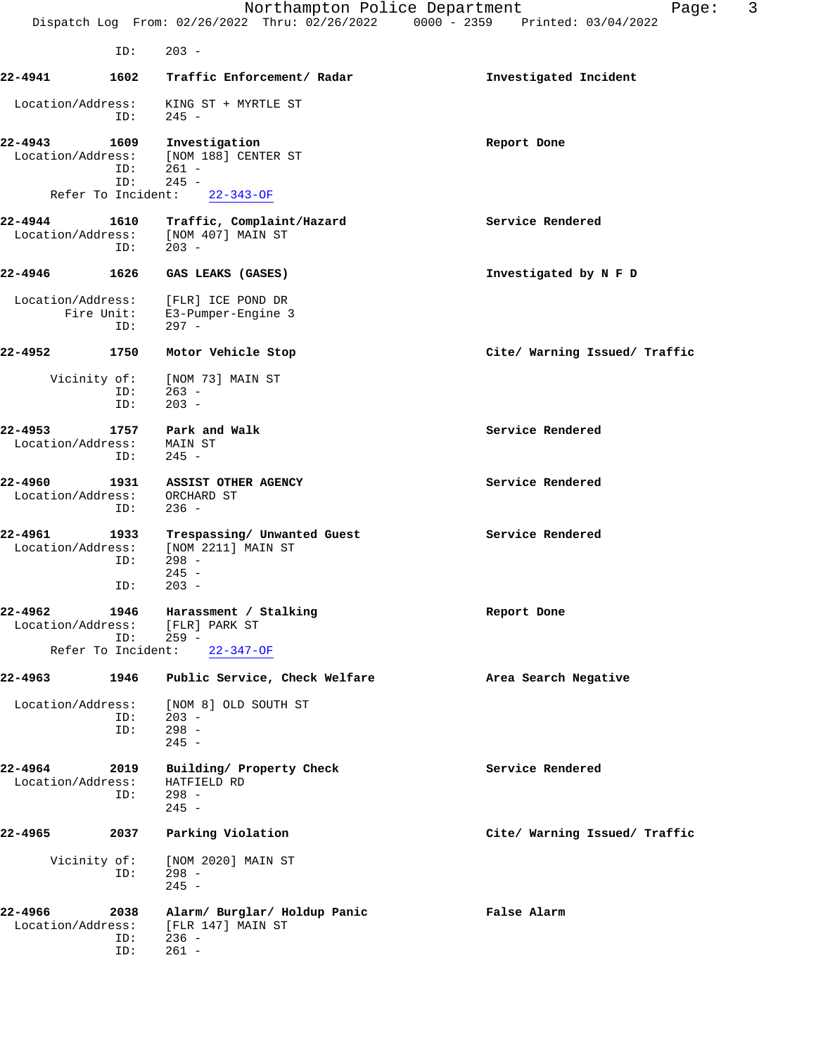ID: 203 -

**22-4941 1602 Traffic Enforcement/ Radar** — **Investigated Incident**

Location/Address: KING ST + MYRTLE ST
ID: 245 -

**22-4943 1609 Investigation** — **Report Done**

Location/Address: [NOM 188] CENTER ST
ID: 261 -
ID: 245 -
Refer To Incident: 22-343-OF

**22-4944 1610 Traffic, Complaint/Hazard** — **Service Rendered**

Location/Address: [NOM 407] MAIN ST
ID: 203 -

**22-4946 1626 GAS LEAKS (GASES)** — **Investigated by N F D**

Location/Address: [FLR] ICE POND DR
Fire Unit: E3-Pumper-Engine 3
ID: 297 -

**22-4952 1750 Motor Vehicle Stop** — **Cite/ Warning Issued/ Traffic**

Vicinity of: [NOM 73] MAIN ST
ID: 263 -
ID: 203 -

**22-4953 1757 Park and Walk** — **Service Rendered**

Location/Address: MAIN ST
ID: 245 -

**22-4960 1931 ASSIST OTHER AGENCY** — **Service Rendered**

Location/Address: ORCHARD ST
ID: 236 -

**22-4961 1933 Trespassing/ Unwanted Guest** — **Service Rendered**

Location/Address: [NOM 2211] MAIN ST
ID: 298 -
245 -
ID: 203 -

**22-4962 1946 Harassment / Stalking** — **Report Done**

Location/Address: [FLR] PARK ST
ID: 259 -
Refer To Incident: 22-347-OF

**22-4963 1946 Public Service, Check Welfare** — **Area Search Negative**

Location/Address: [NOM 8] OLD SOUTH ST
ID: 203 -
ID: 298 -
245 -

**22-4964 2019 Building/ Property Check** — **Service Rendered**

Location/Address: HATFIELD RD
ID: 298 -
245 -

**22-4965 2037 Parking Violation** — **Cite/ Warning Issued/ Traffic**

Vicinity of: [NOM 2020] MAIN ST
ID: 298 -
245 -

**22-4966 2038 Alarm/ Burglar/ Holdup Panic** — **False Alarm**

Location/Address: [FLR 147] MAIN ST
ID: 236 -
ID: 261 -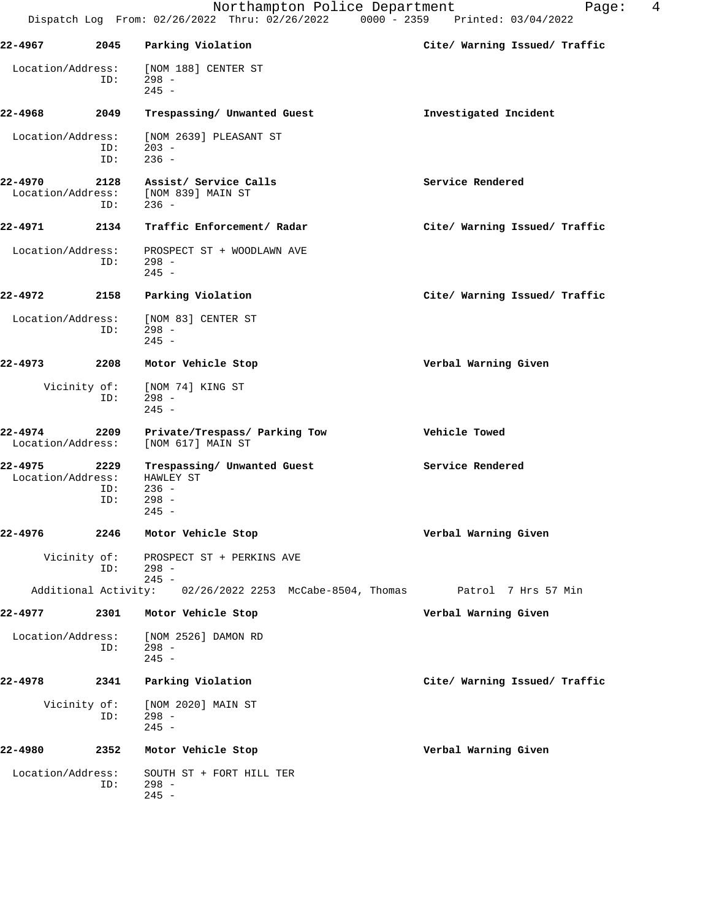22-4967 2045 Parking Violation Cite/ Warning Issued/ Traffic

Location/Address: [NOM 188] CENTER ST
ID: 298 -
245 -

22-4968 2049 Trespassing/ Unwanted Guest Investigated Incident

Location/Address: [NOM 2639] PLEASANT ST
ID: 203 -
ID: 236 -

22-4970 2128 Assist/ Service Calls Service Rendered
Location/Address: [NOM 839] MAIN ST
ID: 236 -

22-4971 2134 Traffic Enforcement/ Radar Cite/ Warning Issued/ Traffic

Location/Address: PROSPECT ST + WOODLAWN AVE
ID: 298 -
245 -

22-4972 2158 Parking Violation Cite/ Warning Issued/ Traffic

Location/Address: [NOM 83] CENTER ST
ID: 298 -
245 -

22-4973 2208 Motor Vehicle Stop Verbal Warning Given

Vicinity of: [NOM 74] KING ST
ID: 298 -
245 -

22-4974 2209 Private/Trespass/ Parking Tow Vehicle Towed
Location/Address: [NOM 617] MAIN ST

22-4975 2229 Trespassing/ Unwanted Guest Service Rendered
Location/Address: HAWLEY ST
ID: 236 -
ID: 298 -
245 -

22-4976 2246 Motor Vehicle Stop Verbal Warning Given

Vicinity of: PROSPECT ST + PERKINS AVE
ID: 298 -
245 -
Additional Activity: 02/26/2022 2253 McCabe-8504, Thomas Patrol 7 Hrs 57 Min

22-4977 2301 Motor Vehicle Stop Verbal Warning Given

Location/Address: [NOM 2526] DAMON RD
ID: 298 -
245 -

22-4978 2341 Parking Violation Cite/ Warning Issued/ Traffic

Vicinity of: [NOM 2020] MAIN ST
ID: 298 -
245 -

22-4980 2352 Motor Vehicle Stop Verbal Warning Given

Location/Address: SOUTH ST + FORT HILL TER
ID: 298 -
245 -